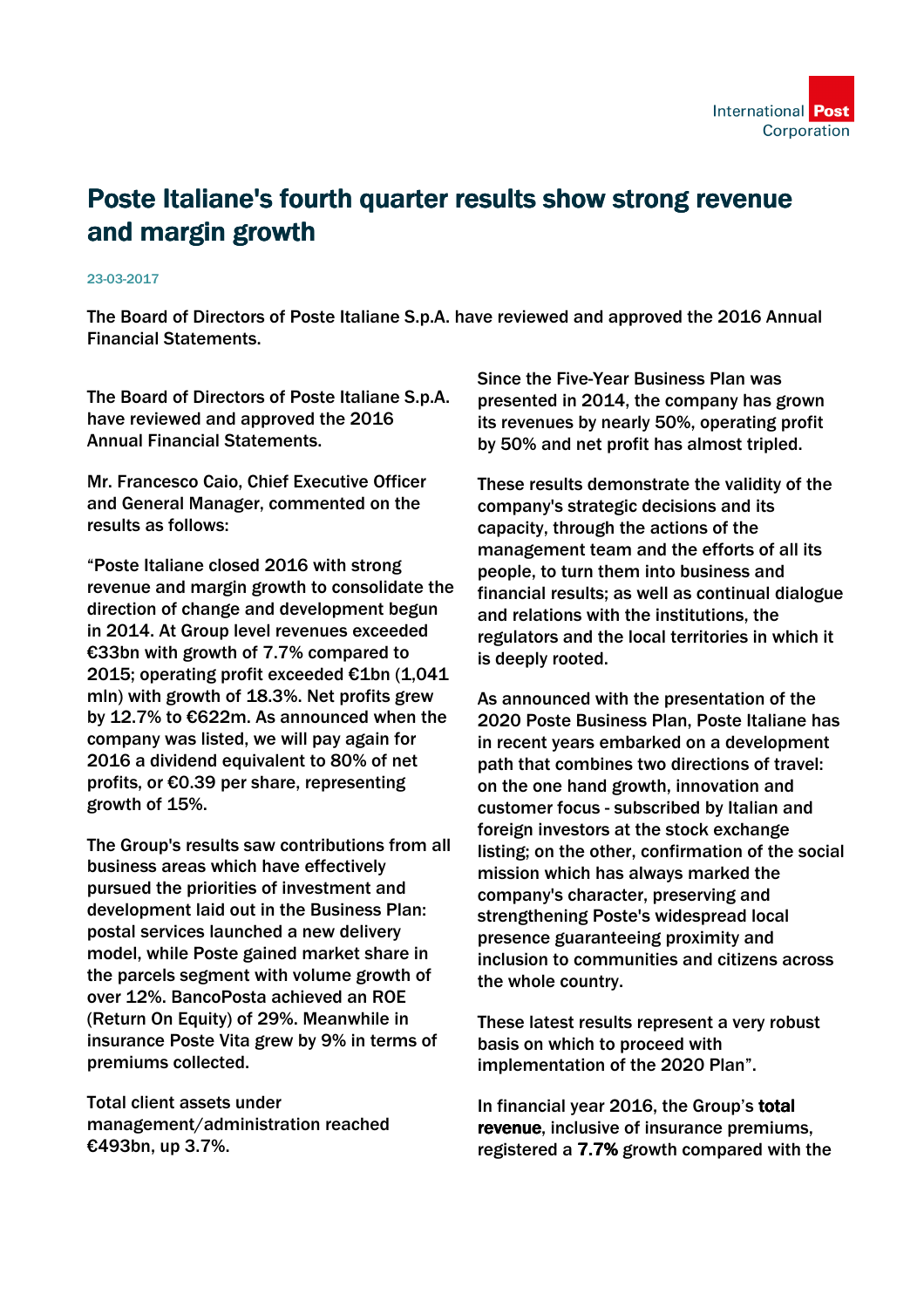# Poste Italiane's fourth quarter results show strong revenue and margin growth

23-03-2017

The Board of Directors of Poste Italiane S.p.A. have reviewed and approved the 2016 Annual Financial Statements.

The Board of Directors of Poste Italiane S.p.A. have reviewed and approved the 2016 Annual Financial Statements.

Mr. Francesco Caio, Chief Executive Officer and General Manager, commented on the results as follows:

"Poste Italiane closed 2016 with strong revenue and margin growth to consolidate the direction of change and development begun in 2014. At Group level revenues exceeded €33bn with growth of 7.7% compared to 2015; operating profit exceeded €1bn (1,041 mln) with growth of 18.3%. Net profits grew by 12.7% to €622m. As announced when the company was listed, we will pay again for 2016 a dividend equivalent to 80% of net profits, or €0.39 per share, representing growth of 15%.

The Group's results saw contributions from all business areas which have effectively pursued the priorities of investment and development laid out in the Business Plan: postal services launched a new delivery model, while Poste gained market share in the parcels segment with volume growth of over 12%. BancoPosta achieved an ROE (Return On Equity) of 29%. Meanwhile in insurance Poste Vita grew by 9% in terms of premiums collected.

Total client assets under management/administration reached €493bn, up 3.7%.

Since the Five-Year Business Plan was presented in 2014, the company has grown its revenues by nearly 50%, operating profit by 50% and net profit has almost tripled.

These results demonstrate the validity of the company's strategic decisions and its capacity, through the actions of the management team and the efforts of all its people, to turn them into business and financial results; as well as continual dialogue and relations with the institutions, the regulators and the local territories in which it is deeply rooted.

As announced with the presentation of the 2020 Poste Business Plan, Poste Italiane has in recent years embarked on a development path that combines two directions of travel: on the one hand growth, innovation and customer focus - subscribed by Italian and foreign investors at the stock exchange listing; on the other, confirmation of the social mission which has always marked the company's character, preserving and strengthening Poste's widespread local presence guaranteeing proximity and inclusion to communities and citizens across the whole country.

These latest results represent a very robust basis on which to proceed with implementation of the 2020 Plan".

In financial year 2016, the Group's **total revenue**, inclusive of insurance premiums, registered a **7.7%** growth compared with the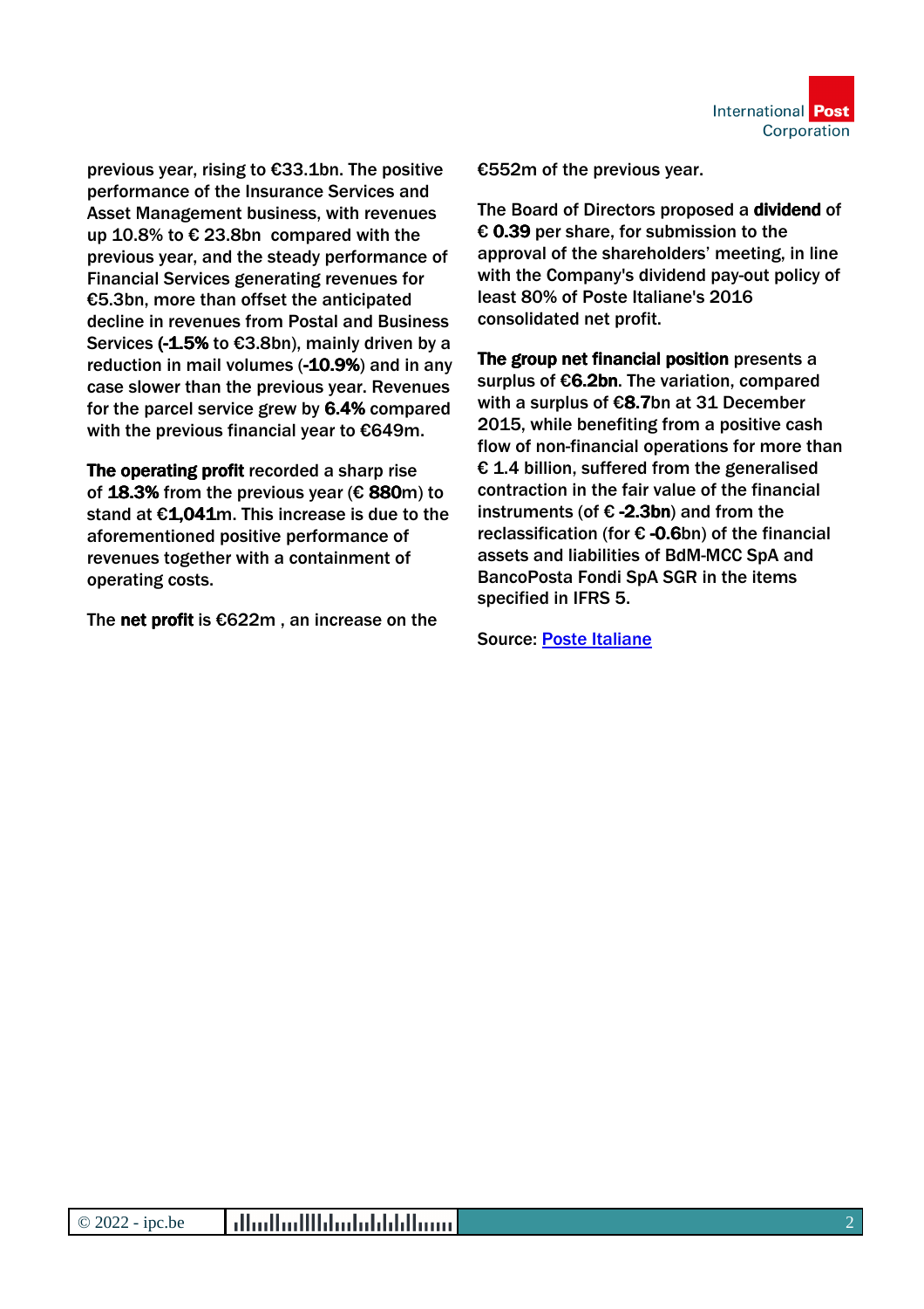previous year, rising to €33.1bn. The positive performance of the Insurance Services and Asset Management business, with revenues up 10.8% to € 23.8bn compared with the previous year, and the steady performance of Financial Services generating revenues for €5.3bn, more than offset the anticipated decline in revenues from Postal and Business Services **(-1.5%** to €3.8bn), mainly driven by a reduction in mail volumes (**-10.9%**) and in any case slower than the previous year. Revenues for the parcel service grew by **6.4%** compared with the previous financial year to €649m.

**The operating profit** recorded a sharp rise of **18.3%** from the previous year (€ **880**m) to stand at €**1,041**m. This increase is due to the aforementioned positive performance of revenues together with a containment of operating costs.

The **net profit** is €622m , an increase on the €552m of the previous year.

The Board of Directors proposed a **dividend** of € **0.39** per share, for submission to the approval of the shareholders' meeting, in line with the Company's dividend pay-out policy of least 80% of Poste Italiane's 2016 consolidated net profit.

**The group net financial position** presents a surplus of €**6.2bn**. The variation, compared with a surplus of €**8.7**bn at 31 December 2015, while benefiting from a positive cash flow of non-financial operations for more than € 1.4 billion, suffered from the generalised contraction in the fair value of the financial instruments (of € **-2.3bn**) and from the reclassification (for € **-0.6**bn) of the financial assets and liabilities of BdM-MCC SpA and BancoPosta Fondi SpA SGR in the items specified in IFRS 5.

Source: [Poste Italiane]